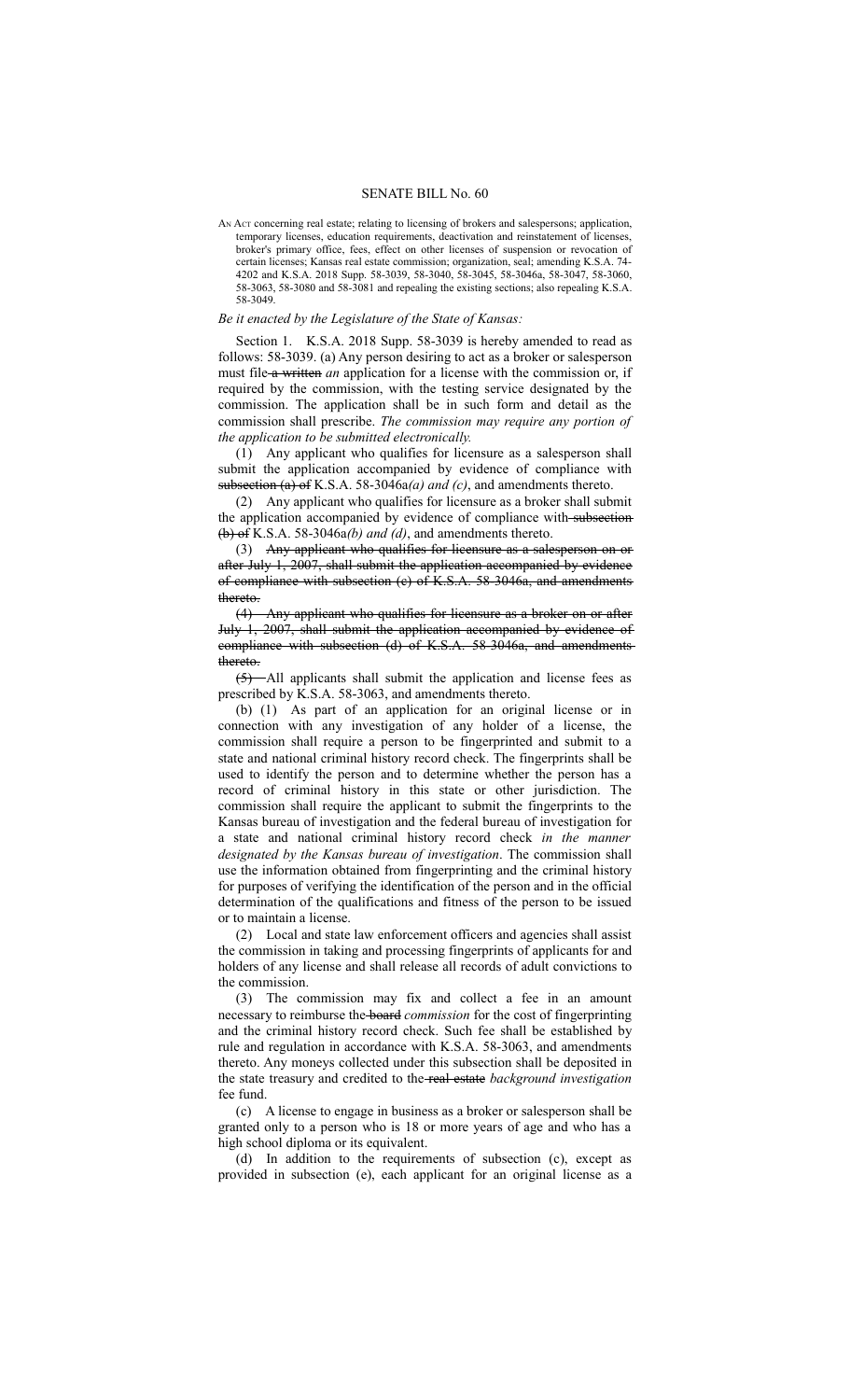# SENATE BILL No. 60

AN ACT concerning real estate; relating to licensing of brokers and salespersons; application, temporary licenses, education requirements, deactivation and reinstatement of licenses, broker's primary office, fees, effect on other licenses of suspension or revocation of certain licenses; Kansas real estate commission; organization, seal; amending K.S.A. 74-4202 and K.S.A. 2018 Supp. 58-3039, 58-3040, 58-3045, 58-3046a, 58-3047, 58-3060, 58-3063, 58-3080 and 58-3081 and repealing the existing sections; also repealing K.S.A. 58-3049.

*Be it enacted by the Legislature of the State of Kansas:*

Section 1. K.S.A. 2018 Supp. 58-3039 is hereby amended to read as follows: 58-3039. (a) Any person desiring to act as a broker or salesperson must file ~~a written~~ *an* application for a license with the commission or, if required by the commission, with the testing service designated by the commission. The application shall be in such form and detail as the commission shall prescribe. *The commission may require any portion of the application to be submitted electronically.*

(1) Any applicant who qualifies for licensure as a salesperson shall submit the application accompanied by evidence of compliance with ~~subsection (a) of~~ K.S.A. 58-3046a*(a) and (c)*, and amendments thereto.

(2) Any applicant who qualifies for licensure as a broker shall submit the application accompanied by evidence of compliance with ~~subsection (b) of~~ K.S.A. 58-3046a*(b) and (d)*, and amendments thereto.

(3) ~~Any applicant who qualifies for licensure as a salesperson on or after July 1, 2007, shall submit the application accompanied by evidence of compliance with subsection (c) of K.S.A. 58-3046a, and amendments thereto.~~

~~(4) Any applicant who qualifies for licensure as a broker on or after July 1, 2007, shall submit the application accompanied by evidence of compliance with subsection (d) of K.S.A. 58-3046a, and amendments thereto.~~

~~(5)~~ All applicants shall submit the application and license fees as prescribed by K.S.A. 58-3063, and amendments thereto.

(b) (1) As part of an application for an original license or in connection with any investigation of any holder of a license, the commission shall require a person to be fingerprinted and submit to a state and national criminal history record check. The fingerprints shall be used to identify the person and to determine whether the person has a record of criminal history in this state or other jurisdiction. The commission shall require the applicant to submit the fingerprints to the Kansas bureau of investigation and the federal bureau of investigation for a state and national criminal history record check *in the manner designated by the Kansas bureau of investigation*. The commission shall use the information obtained from fingerprinting and the criminal history for purposes of verifying the identification of the person and in the official determination of the qualifications and fitness of the person to be issued or to maintain a license.

(2) Local and state law enforcement officers and agencies shall assist the commission in taking and processing fingerprints of applicants for and holders of any license and shall release all records of adult convictions to the commission.

(3) The commission may fix and collect a fee in an amount necessary to reimburse the ~~board~~ *commission* for the cost of fingerprinting and the criminal history record check. Such fee shall be established by rule and regulation in accordance with K.S.A. 58-3063, and amendments thereto. Any moneys collected under this subsection shall be deposited in the state treasury and credited to the ~~real estate~~ *background investigation* fee fund.

(c) A license to engage in business as a broker or salesperson shall be granted only to a person who is 18 or more years of age and who has a high school diploma or its equivalent.

(d) In addition to the requirements of subsection (c), except as provided in subsection (e), each applicant for an original license as a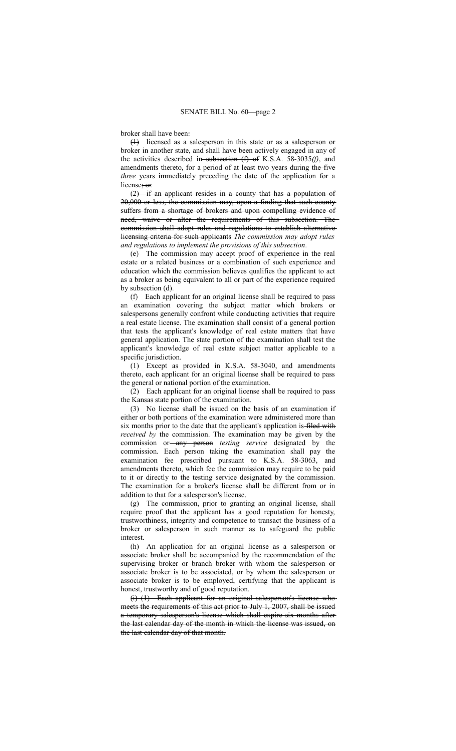broker shall have been~~:~~

~~(1)~~ licensed as a salesperson in this state or as a salesperson or broker in another state, and shall have been actively engaged in any of the activities described in ~~subsection (f) of~~ K.S.A. 58-3035*(f)*, and amendments thereto, for a period of at least two years during the ~~five~~ *three* years immediately preceding the date of the application for a license~~; or~~*.*

~~(2) if an applicant resides in a county that has a population of 20,000 or less, the commission may, upon a finding that such county suffers from a shortage of brokers and upon compelling evidence of need, waive or alter the requirements of this subsection. The commission shall adopt rules and regulations to establish alternative licensing criteria for such applicants~~ *The commission may adopt rules and regulations to implement the provisions of this subsection*.

(e) The commission may accept proof of experience in the real estate or a related business or a combination of such experience and education which the commission believes qualifies the applicant to act as a broker as being equivalent to all or part of the experience required by subsection (d).

(f) Each applicant for an original license shall be required to pass an examination covering the subject matter which brokers or salespersons generally confront while conducting activities that require a real estate license. The examination shall consist of a general portion that tests the applicant's knowledge of real estate matters that have general application. The state portion of the examination shall test the applicant's knowledge of real estate subject matter applicable to a specific jurisdiction.

(1) Except as provided in K.S.A. 58-3040, and amendments thereto, each applicant for an original license shall be required to pass the general or national portion of the examination.

(2) Each applicant for an original license shall be required to pass the Kansas state portion of the examination.

(3) No license shall be issued on the basis of an examination if either or both portions of the examination were administered more than six months prior to the date that the applicant's application is ~~filed with~~ *received by* the commission. The examination may be given by the commission or ~~any person~~ *testing service* designated by the commission. Each person taking the examination shall pay the examination fee prescribed pursuant to K.S.A. 58-3063, and amendments thereto, which fee the commission may require to be paid to it or directly to the testing service designated by the commission. The examination for a broker's license shall be different from or in addition to that for a salesperson's license.

(g) The commission, prior to granting an original license, shall require proof that the applicant has a good reputation for honesty, trustworthiness, integrity and competence to transact the business of a broker or salesperson in such manner as to safeguard the public interest.

(h) An application for an original license as a salesperson or associate broker shall be accompanied by the recommendation of the supervising broker or branch broker with whom the salesperson or associate broker is to be associated, or by whom the salesperson or associate broker is to be employed, certifying that the applicant is honest, trustworthy and of good reputation.

~~(i) (1) Each applicant for an original salesperson's license who meets the requirements of this act prior to July 1, 2007, shall be issued a temporary salesperson's license which shall expire six months after the last calendar day of the month in which the license was issued, on the last calendar day of that month.~~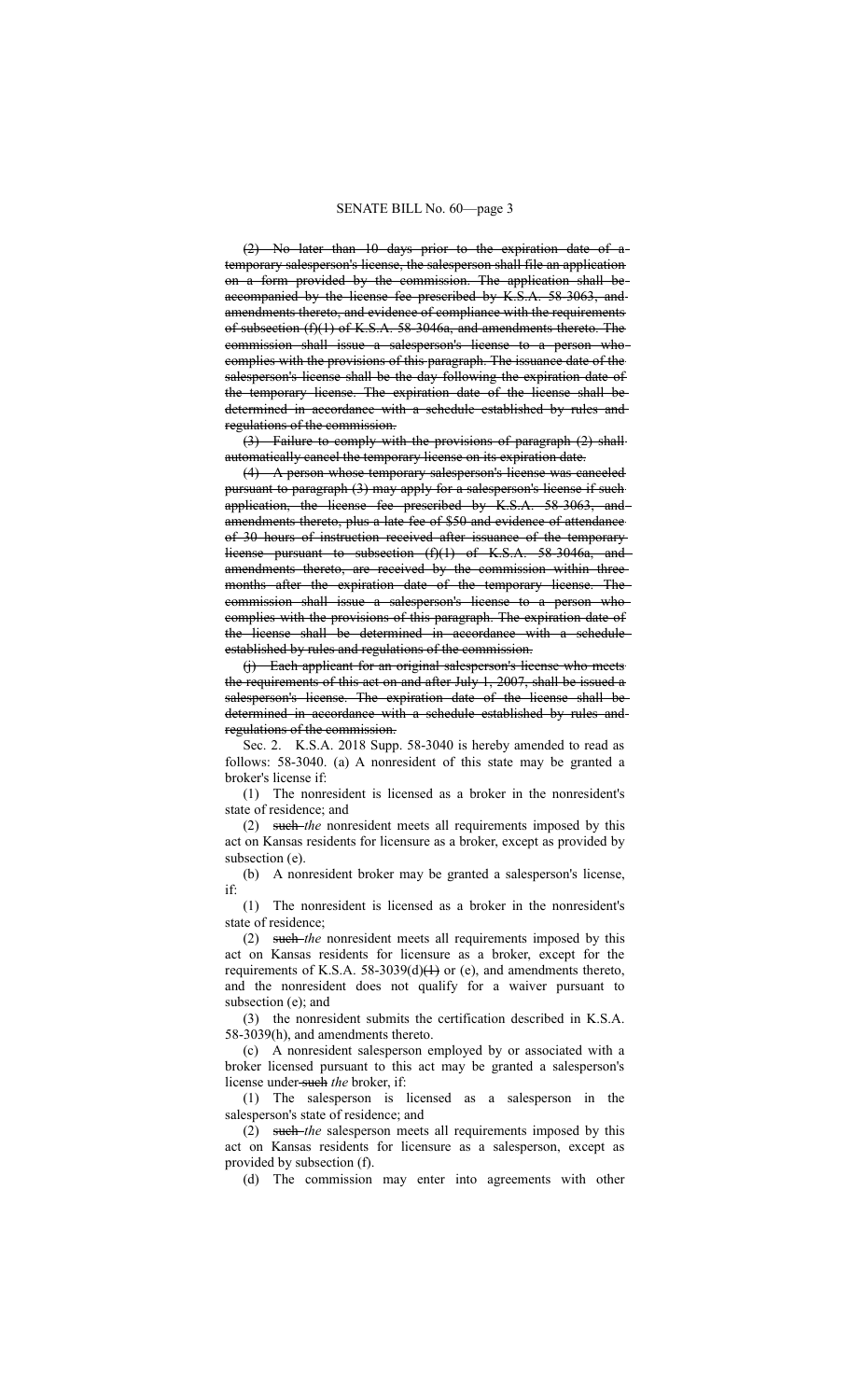~~(2) No later than 10 days prior to the expiration date of a temporary salesperson's license, the salesperson shall file an application on a form provided by the commission. The application shall be accompanied by the license fee prescribed by K.S.A. 58-3063, and amendments thereto, and evidence of compliance with the requirements of subsection (f)(1) of K.S.A. 58-3046a, and amendments thereto. The commission shall issue a salesperson's license to a person who complies with the provisions of this paragraph. The issuance date of the salesperson's license shall be the day following the expiration date of the temporary license. The expiration date of the license shall be determined in accordance with a schedule established by rules and regulations of the commission.~~

~~(3) Failure to comply with the provisions of paragraph (2) shall automatically cancel the temporary license on its expiration date.~~

~~(4) A person whose temporary salesperson's license was canceled pursuant to paragraph (3) may apply for a salesperson's license if such application, the license fee prescribed by K.S.A. 58-3063, and amendments thereto, plus a late fee of $50 and evidence of attendance of 30 hours of instruction received after issuance of the temporary license pursuant to subsection (f)(1) of K.S.A. 58-3046a, and amendments thereto, are received by the commission within three months after the expiration date of the temporary license. The commission shall issue a salesperson's license to a person who complies with the provisions of this paragraph. The expiration date of the license shall be determined in accordance with a schedule established by rules and regulations of the commission.~~

~~(j) Each applicant for an original salesperson's license who meets the requirements of this act on and after July 1, 2007, shall be issued a salesperson's license. The expiration date of the license shall be determined in accordance with a schedule established by rules and regulations of the commission.~~

Sec. 2. K.S.A. 2018 Supp. 58-3040 is hereby amended to read as follows: 58-3040. (a) A nonresident of this state may be granted a broker's license if:

(1) The nonresident is licensed as a broker in the nonresident's state of residence; and

(2) ~~such~~ *the* nonresident meets all requirements imposed by this act on Kansas residents for licensure as a broker, except as provided by subsection (e).

(b) A nonresident broker may be granted a salesperson's license, if:

(1) The nonresident is licensed as a broker in the nonresident's state of residence;

(2) ~~such~~ *the* nonresident meets all requirements imposed by this act on Kansas residents for licensure as a broker, except for the requirements of K.S.A. 58-3039(d)~~(1)~~ or (e), and amendments thereto, and the nonresident does not qualify for a waiver pursuant to subsection (e); and

(3) the nonresident submits the certification described in K.S.A. 58-3039(h), and amendments thereto.

(c) A nonresident salesperson employed by or associated with a broker licensed pursuant to this act may be granted a salesperson's license under ~~such~~ *the* broker, if:

(1) The salesperson is licensed as a salesperson in the salesperson's state of residence; and

(2) ~~such~~ *the* salesperson meets all requirements imposed by this act on Kansas residents for licensure as a salesperson, except as provided by subsection (f).

(d) The commission may enter into agreements with other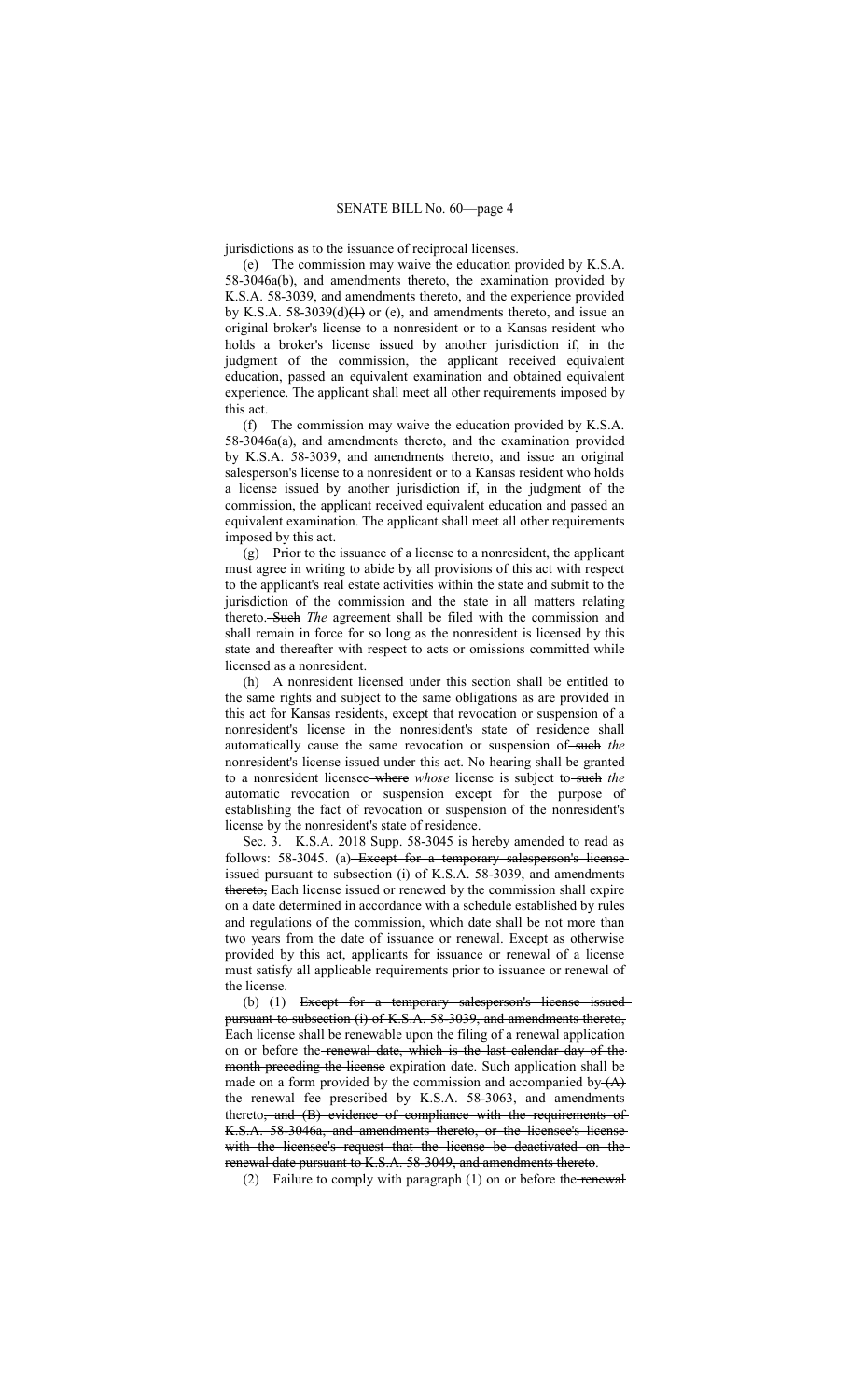jurisdictions as to the issuance of reciprocal licenses.

(e) The commission may waive the education provided by K.S.A. 58-3046a(b), and amendments thereto, the examination provided by K.S.A. 58-3039, and amendments thereto, and the experience provided by K.S.A. 58-3039(d)~~(1)~~ or (e), and amendments thereto, and issue an original broker's license to a nonresident or to a Kansas resident who holds a broker's license issued by another jurisdiction if, in the judgment of the commission, the applicant received equivalent education, passed an equivalent examination and obtained equivalent experience. The applicant shall meet all other requirements imposed by this act.

(f) The commission may waive the education provided by K.S.A. 58-3046a(a), and amendments thereto, and the examination provided by K.S.A. 58-3039, and amendments thereto, and issue an original salesperson's license to a nonresident or to a Kansas resident who holds a license issued by another jurisdiction if, in the judgment of the commission, the applicant received equivalent education and passed an equivalent examination. The applicant shall meet all other requirements imposed by this act.

(g) Prior to the issuance of a license to a nonresident, the applicant must agree in writing to abide by all provisions of this act with respect to the applicant's real estate activities within the state and submit to the jurisdiction of the commission and the state in all matters relating thereto. ~~Such~~ *The* agreement shall be filed with the commission and shall remain in force for so long as the nonresident is licensed by this state and thereafter with respect to acts or omissions committed while licensed as a nonresident.

(h) A nonresident licensed under this section shall be entitled to the same rights and subject to the same obligations as are provided in this act for Kansas residents, except that revocation or suspension of a nonresident's license in the nonresident's state of residence shall automatically cause the same revocation or suspension of ~~such~~ *the* nonresident's license issued under this act. No hearing shall be granted to a nonresident licensee ~~where~~ *whose* license is subject to ~~such~~ *the* automatic revocation or suspension except for the purpose of establishing the fact of revocation or suspension of the nonresident's license by the nonresident's state of residence.

Sec. 3. K.S.A. 2018 Supp. 58-3045 is hereby amended to read as follows: 58-3045. (a) ~~Except for a temporary salesperson's license issued pursuant to subsection (i) of K.S.A. 58-3039, and amendments thereto,~~ Each license issued or renewed by the commission shall expire on a date determined in accordance with a schedule established by rules and regulations of the commission, which date shall be not more than two years from the date of issuance or renewal. Except as otherwise provided by this act, applicants for issuance or renewal of a license must satisfy all applicable requirements prior to issuance or renewal of the license.

(b) (1) ~~Except for a temporary salesperson's license issued pursuant to subsection (i) of K.S.A. 58-3039, and amendments thereto,~~ Each license shall be renewable upon the filing of a renewal application on or before the ~~renewal date, which is the last calendar day of the month preceding the license~~ expiration date. Such application shall be made on a form provided by the commission and accompanied by ~~(A)~~ the renewal fee prescribed by K.S.A. 58-3063, and amendments thereto~~, and (B) evidence of compliance with the requirements of K.S.A. 58-3046a, and amendments thereto, or the licensee's license with the licensee's request that the license be deactivated on the renewal date pursuant to K.S.A. 58-3049, and amendments thereto~~.

(2) Failure to comply with paragraph (1) on or before the ~~renewal~~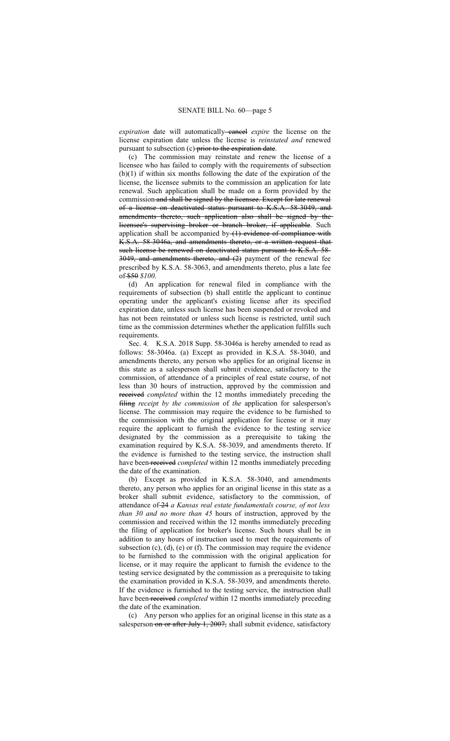*expiration* date will automatically ~~cancel~~ *expire* the license on the license expiration date unless the license is *reinstated and* renewed pursuant to subsection (c) ~~prior to the expiration date~~.

(c) The commission may reinstate and renew the license of a licensee who has failed to comply with the requirements of subsection (b)(1) if within six months following the date of the expiration of the license, the licensee submits to the commission an application for late renewal. Such application shall be made on a form provided by the commission ~~and shall be signed by the licensee. Except for late renewal of a license on deactivated status pursuant to K.S.A. 58-3049, and amendments thereto, such application also shall be signed by the licensee's supervising broker or branch broker, if applicable~~. Such application shall be accompanied by ~~(1) evidence of compliance with K.S.A. 58-3046a, and amendments thereto, or a written request that such license be renewed on deactivated status pursuant to K.S.A. 58-3049, and amendments thereto, and (2)~~ payment of the renewal fee prescribed by K.S.A. 58-3063, and amendments thereto, plus a late fee of ~~$50~~ *$100*.

(d) An application for renewal filed in compliance with the requirements of subsection (b) shall entitle the applicant to continue operating under the applicant's existing license after its specified expiration date, unless such license has been suspended or revoked and has not been reinstated or unless such license is restricted, until such time as the commission determines whether the application fulfills such requirements.

Sec. 4. K.S.A. 2018 Supp. 58-3046a is hereby amended to read as follows: 58-3046a. (a) Except as provided in K.S.A. 58-3040, and amendments thereto, any person who applies for an original license in this state as a salesperson shall submit evidence, satisfactory to the commission, of attendance of a principles of real estate course, of not less than 30 hours of instruction, approved by the commission and ~~received~~ *completed* within the 12 months immediately preceding the ~~filing~~ *receipt by the commission* of *the* application for salesperson's license. The commission may require the evidence to be furnished to the commission with the original application for license or it may require the applicant to furnish the evidence to the testing service designated by the commission as a prerequisite to taking the examination required by K.S.A. 58-3039, and amendments thereto. If the evidence is furnished to the testing service, the instruction shall have been ~~received~~ *completed* within 12 months immediately preceding the date of the examination.

(b) Except as provided in K.S.A. 58-3040, and amendments thereto, any person who applies for an original license in this state as a broker shall submit evidence, satisfactory to the commission, of attendance of ~~24~~ *a Kansas real estate fundamentals course, of not less than 30 and no more than 45* hours of instruction, approved by the commission and received within the 12 months immediately preceding the filing of application for broker's license. Such hours shall be in addition to any hours of instruction used to meet the requirements of subsection (c), (d), (e) or (f). The commission may require the evidence to be furnished to the commission with the original application for license, or it may require the applicant to furnish the evidence to the testing service designated by the commission as a prerequisite to taking the examination provided in K.S.A. 58-3039, and amendments thereto. If the evidence is furnished to the testing service, the instruction shall have been ~~received~~ *completed* within 12 months immediately preceding the date of the examination.

(c) Any person who applies for an original license in this state as a salesperson ~~on or after July 1, 2007,~~ shall submit evidence, satisfactory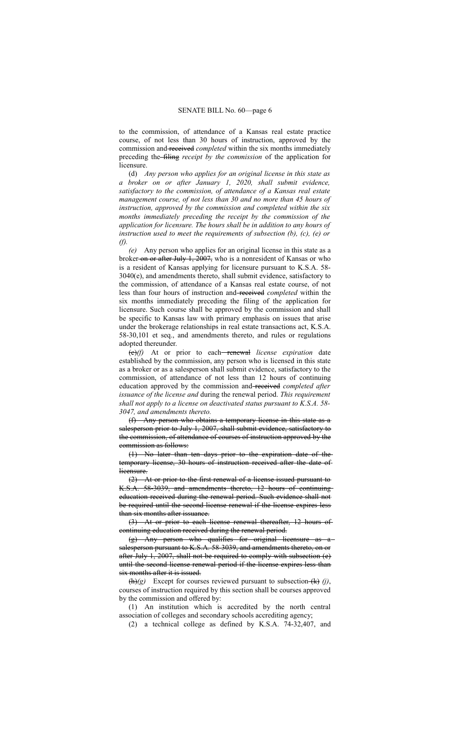to the commission, of attendance of a Kansas real estate practice course, of not less than 30 hours of instruction, approved by the commission and ~~received~~ *completed* within the six months immediately preceding the ~~filing~~ *receipt by the commission* of the application for licensure.

(d) *Any person who applies for an original license in this state as a broker on or after January 1, 2020, shall submit evidence, satisfactory to the commission, of attendance of a Kansas real estate management course, of not less than 30 and no more than 45 hours of instruction, approved by the commission and completed within the six months immediately preceding the receipt by the commission of the application for licensure. The hours shall be in addition to any hours of instruction used to meet the requirements of subsection (b), (c), (e) or (f).*

*(e)* Any person who applies for an original license in this state as a broker ~~on or after July 1, 2007,~~ who is a nonresident of Kansas or who is a resident of Kansas applying for licensure pursuant to K.S.A. 58-3040(e), and amendments thereto, shall submit evidence, satisfactory to the commission, of attendance of a Kansas real estate course, of not less than four hours of instruction and ~~received~~ *completed* within the six months immediately preceding the filing of the application for licensure. Such course shall be approved by the commission and shall be specific to Kansas law with primary emphasis on issues that arise under the brokerage relationships in real estate transactions act, K.S.A. 58-30,101 et seq., and amendments thereto, and rules or regulations adopted thereunder.

~~(e)~~*(f)* At or prior to each ~~renewal~~ *license expiration* date established by the commission, any person who is licensed in this state as a broker or as a salesperson shall submit evidence, satisfactory to the commission, of attendance of not less than 12 hours of continuing education approved by the commission and ~~received~~ *completed after issuance of the license and* during the renewal period. *This requirement shall not apply to a license on deactivated status pursuant to K.S.A. 58-3047, and amendments thereto.*

~~(f) Any person who obtains a temporary license in this state as a salesperson prior to July 1, 2007, shall submit evidence, satisfactory to the commission, of attendance of courses of instruction approved by the commission as follows:~~

~~(1) No later than ten days prior to the expiration date of the temporary license, 30 hours of instruction received after the date of licensure.~~

~~(2) At or prior to the first renewal of a license issued pursuant to K.S.A. 58-3039, and amendments thereto, 12 hours of continuing education received during the renewal period. Such evidence shall not be required until the second license renewal if the license expires less than six months after issuance.~~

~~(3) At or prior to each license renewal thereafter, 12 hours of continuing education received during the renewal period.~~

~~(g) Any person who qualifies for original licensure as a salesperson pursuant to K.S.A. 58-3039, and amendments thereto, on or after July 1, 2007, shall not be required to comply with subsection (e) until the second license renewal period if the license expires less than six months after it is issued.~~

~~(h)~~*(g)* Except for courses reviewed pursuant to subsection ~~(k)~~ *(j)*, courses of instruction required by this section shall be courses approved by the commission and offered by:

(1) An institution which is accredited by the north central association of colleges and secondary schools accrediting agency;

(2) a technical college as defined by K.S.A. 74-32,407, and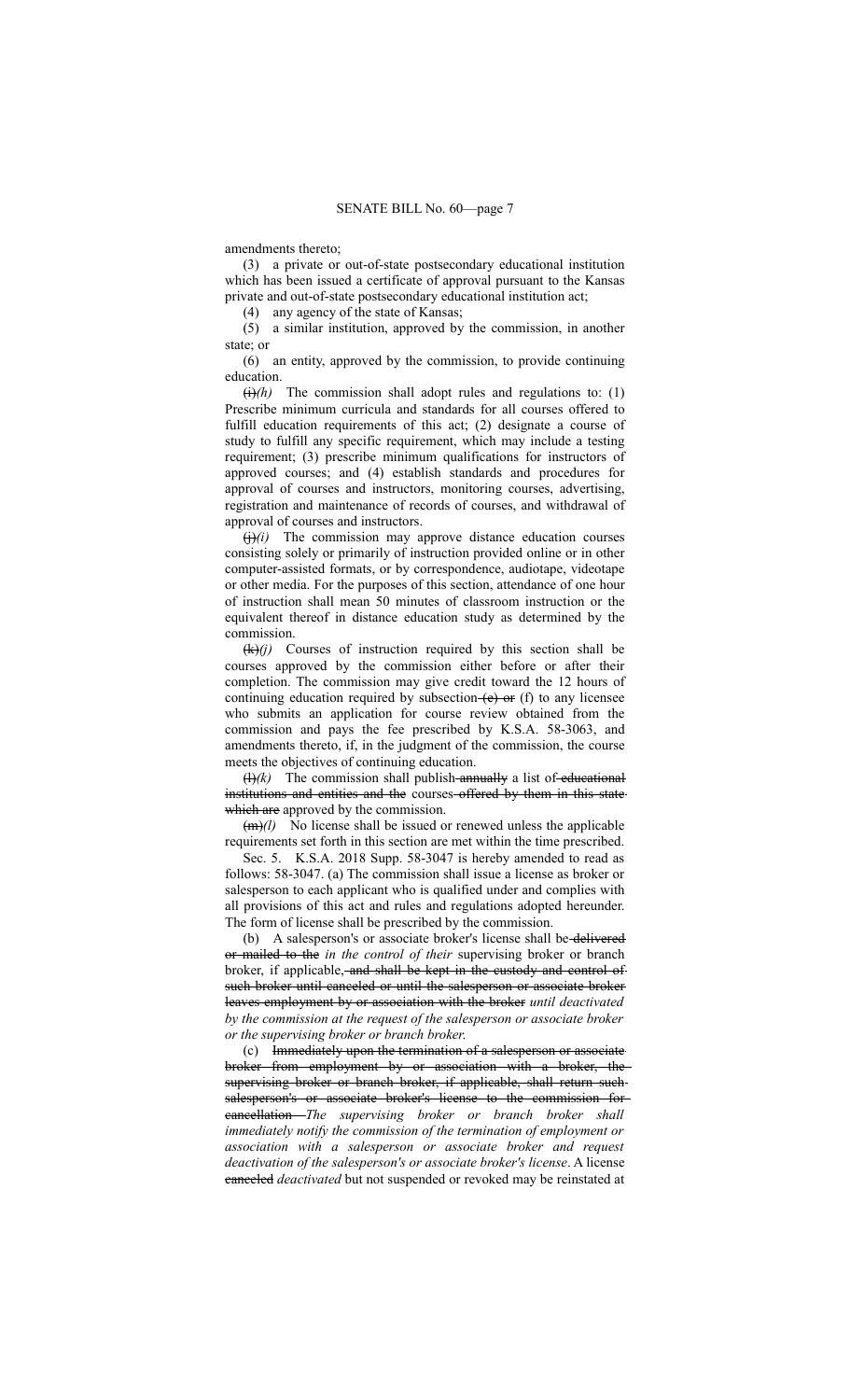amendments thereto;

(3) a private or out-of-state postsecondary educational institution which has been issued a certificate of approval pursuant to the Kansas private and out-of-state postsecondary educational institution act;

(4) any agency of the state of Kansas;

(5) a similar institution, approved by the commission, in another state; or

(6) an entity, approved by the commission, to provide continuing education.

~~(i)~~*(h)* The commission shall adopt rules and regulations to: (1) Prescribe minimum curricula and standards for all courses offered to fulfill education requirements of this act; (2) designate a course of study to fulfill any specific requirement, which may include a testing requirement; (3) prescribe minimum qualifications for instructors of approved courses; and (4) establish standards and procedures for approval of courses and instructors, monitoring courses, advertising, registration and maintenance of records of courses, and withdrawal of approval of courses and instructors.

~~(j)~~*(i)* The commission may approve distance education courses consisting solely or primarily of instruction provided online or in other computer-assisted formats, or by correspondence, audiotape, videotape or other media. For the purposes of this section, attendance of one hour of instruction shall mean 50 minutes of classroom instruction or the equivalent thereof in distance education study as determined by the commission.

~~(k)~~*(j)* Courses of instruction required by this section shall be courses approved by the commission either before or after their completion. The commission may give credit toward the 12 hours of continuing education required by subsection ~~(e) or~~ (f) to any licensee who submits an application for course review obtained from the commission and pays the fee prescribed by K.S.A. 58-3063, and amendments thereto, if, in the judgment of the commission, the course meets the objectives of continuing education.

~~(l)~~*(k)* The commission shall publish ~~annually~~ a list of ~~educational institutions and entities and the~~ courses ~~offered by them in this state which are~~ approved by the commission.

~~(m)~~*(l)* No license shall be issued or renewed unless the applicable requirements set forth in this section are met within the time prescribed.

Sec. 5. K.S.A. 2018 Supp. 58-3047 is hereby amended to read as follows: 58-3047. (a) The commission shall issue a license as broker or salesperson to each applicant who is qualified under and complies with all provisions of this act and rules and regulations adopted hereunder. The form of license shall be prescribed by the commission.

(b) A salesperson's or associate broker's license shall be ~~delivered or mailed to the~~ *in the control of their* supervising broker or branch broker, if applicable~~, and shall be kept in the custody and control of such broker until canceled or until the salesperson or associate broker leaves employment by or association with the broker~~ *until deactivated by the commission at the request of the salesperson or associate broker or the supervising broker or branch broker.*

(c) ~~Immediately upon the termination of a salesperson or associate broker from employment by or association with a broker, the supervising broker or branch broker, if applicable, shall return such salesperson's or associate broker's license to the commission for cancellation.~~ *The supervising broker or branch broker shall immediately notify the commission of the termination of employment or association with a salesperson or associate broker and request deactivation of the salesperson's or associate broker's license*. A license ~~canceled~~ *deactivated* but not suspended or revoked may be reinstated at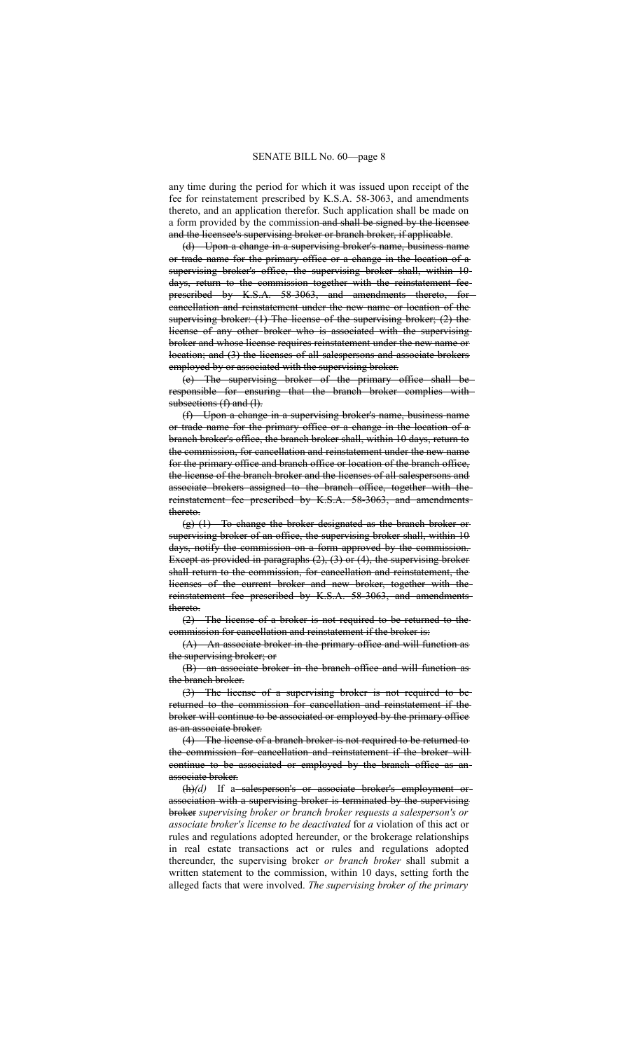any time during the period for which it was issued upon receipt of the fee for reinstatement prescribed by K.S.A. 58-3063, and amendments thereto, and an application therefor. Such application shall be made on a form provided by the commission ~~and shall be signed by the licensee and the licensee's supervising broker or branch broker, if applicable~~.

~~(d) Upon a change in a supervising broker's name, business name or trade name for the primary office or a change in the location of a supervising broker's office, the supervising broker shall, within 10 days, return to the commission together with the reinstatement fee prescribed by K.S.A. 58-3063, and amendments thereto, for cancellation and reinstatement under the new name or location of the supervising broker: (1) The license of the supervising broker; (2) the license of any other broker who is associated with the supervising broker and whose license requires reinstatement under the new name or location; and (3) the licenses of all salespersons and associate brokers employed by or associated with the supervising broker.~~

~~(e) The supervising broker of the primary office shall be responsible for ensuring that the branch broker complies with subsections (f) and (l).~~

~~(f) Upon a change in a supervising broker's name, business name or trade name for the primary office or a change in the location of a branch broker's office, the branch broker shall, within 10 days, return to the commission, for cancellation and reinstatement under the new name for the primary office and branch office or location of the branch office, the license of the branch broker and the licenses of all salespersons and associate brokers assigned to the branch office, together with the reinstatement fee prescribed by K.S.A. 58-3063, and amendments thereto.~~

~~(g) (1) To change the broker designated as the branch broker or supervising broker of an office, the supervising broker shall, within 10 days, notify the commission on a form approved by the commission. Except as provided in paragraphs (2), (3) or (4), the supervising broker shall return to the commission, for cancellation and reinstatement, the licenses of the current broker and new broker, together with the reinstatement fee prescribed by K.S.A. 58-3063, and amendments thereto.~~

~~(2) The license of a broker is not required to be returned to the commission for cancellation and reinstatement if the broker is:~~

~~(A) An associate broker in the primary office and will function as the supervising broker; or~~

~~(B) an associate broker in the branch office and will function as the branch broker.~~

~~(3) The license of a supervising broker is not required to be returned to the commission for cancellation and reinstatement if the broker will continue to be associated or employed by the primary office as an associate broker.~~

~~(4) The license of a branch broker is not required to be returned to the commission for cancellation and reinstatement if the broker will continue to be associated or employed by the branch office as an associate broker.~~

~~(h)~~*(d)* If a ~~salesperson's or associate broker's employment or association with a supervising broker is terminated by the supervising broker~~ *supervising broker or branch broker requests a salesperson's or associate broker's license to be deactivated* for *a* violation of this act or rules and regulations adopted hereunder, or the brokerage relationships in real estate transactions act or rules and regulations adopted thereunder, the supervising broker *or branch broker* shall submit a written statement to the commission, within 10 days, setting forth the alleged facts that were involved. *The supervising broker of the primary*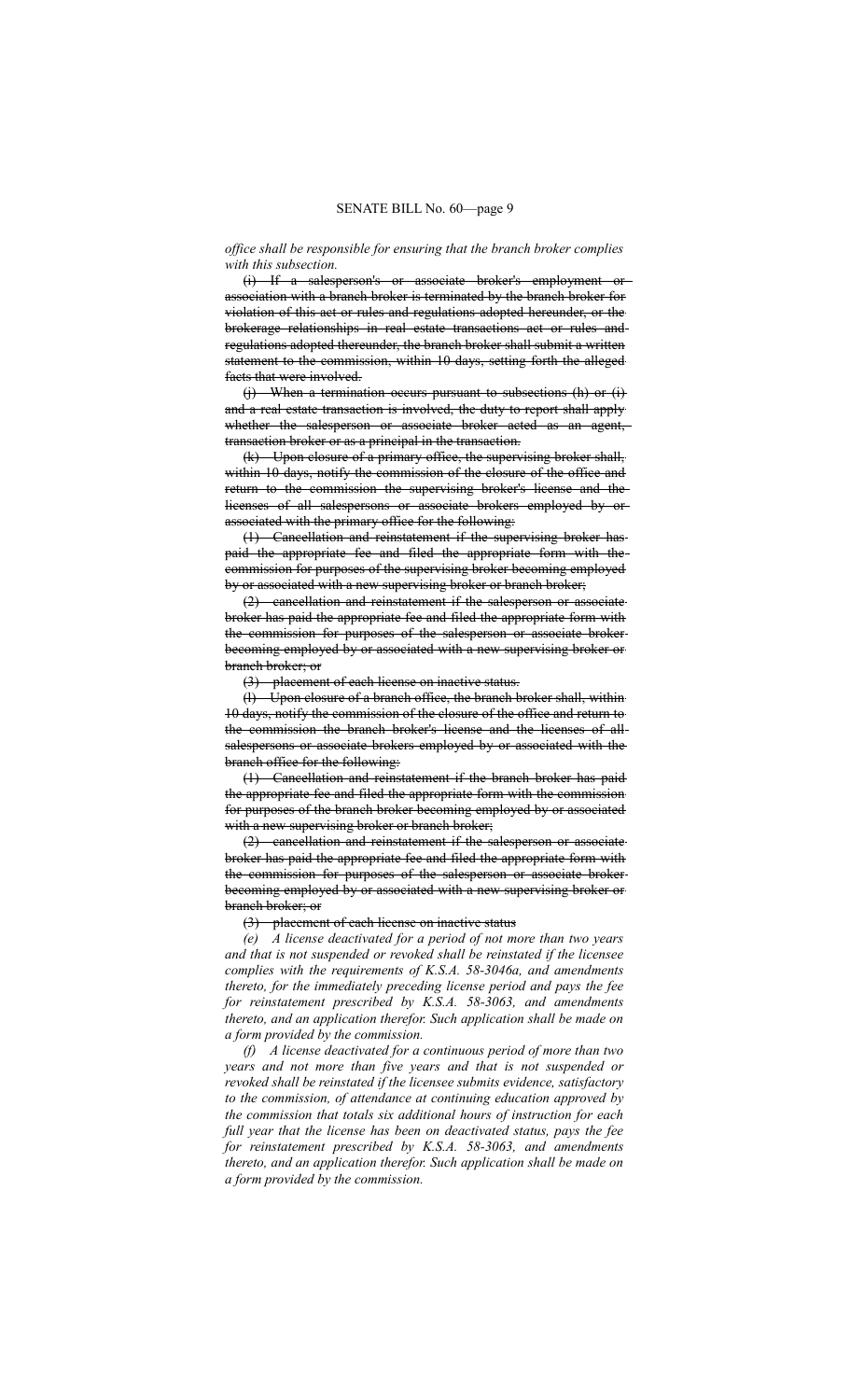*office shall be responsible for ensuring that the branch broker complies with this subsection.*

~~(i) If a salesperson's or associate broker's employment or association with a branch broker is terminated by the branch broker for violation of this act or rules and regulations adopted hereunder, or the brokerage relationships in real estate transactions act or rules and regulations adopted thereunder, the branch broker shall submit a written statement to the commission, within 10 days, setting forth the alleged facts that were involved.~~

~~(j) When a termination occurs pursuant to subsections (h) or (i) and a real estate transaction is involved, the duty to report shall apply whether the salesperson or associate broker acted as an agent, transaction broker or as a principal in the transaction.~~

~~(k) Upon closure of a primary office, the supervising broker shall, within 10 days, notify the commission of the closure of the office and return to the commission the supervising broker's license and the licenses of all salespersons or associate brokers employed by or associated with the primary office for the following:~~

~~(1) Cancellation and reinstatement if the supervising broker has paid the appropriate fee and filed the appropriate form with the commission for purposes of the supervising broker becoming employed by or associated with a new supervising broker or branch broker;~~

~~(2) cancellation and reinstatement if the salesperson or associate broker has paid the appropriate fee and filed the appropriate form with the commission for purposes of the salesperson or associate broker becoming employed by or associated with a new supervising broker or branch broker; or~~

~~(3) placement of each license on inactive status.~~

~~(l) Upon closure of a branch office, the branch broker shall, within 10 days, notify the commission of the closure of the office and return to the commission the branch broker's license and the licenses of all salespersons or associate brokers employed by or associated with the branch office for the following:~~

~~(1) Cancellation and reinstatement if the branch broker has paid the appropriate fee and filed the appropriate form with the commission for purposes of the branch broker becoming employed by or associated with a new supervising broker or branch broker;~~

~~(2) cancellation and reinstatement if the salesperson or associate broker has paid the appropriate fee and filed the appropriate form with the commission for purposes of the salesperson or associate broker becoming employed by or associated with a new supervising broker or branch broker; or~~

~~(3) placement of each license on inactive status~~

*(e) A license deactivated for a period of not more than two years and that is not suspended or revoked shall be reinstated if the licensee complies with the requirements of K.S.A. 58-3046a, and amendments thereto, for the immediately preceding license period and pays the fee for reinstatement prescribed by K.S.A. 58-3063, and amendments thereto, and an application therefor. Such application shall be made on a form provided by the commission.*

*(f) A license deactivated for a continuous period of more than two years and not more than five years and that is not suspended or revoked shall be reinstated if the licensee submits evidence, satisfactory to the commission, of attendance at continuing education approved by the commission that totals six additional hours of instruction for each full year that the license has been on deactivated status, pays the fee for reinstatement prescribed by K.S.A. 58-3063, and amendments thereto, and an application therefor. Such application shall be made on a form provided by the commission.*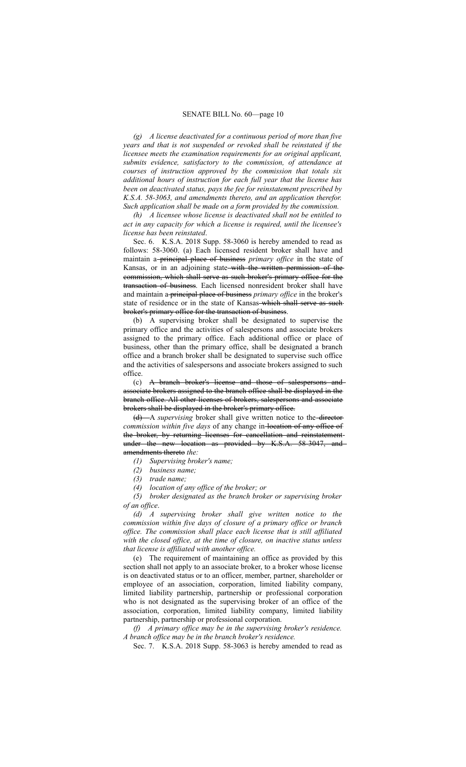*(g) A license deactivated for a continuous period of more than five years and that is not suspended or revoked shall be reinstated if the licensee meets the examination requirements for an original applicant, submits evidence, satisfactory to the commission, of attendance at courses of instruction approved by the commission that totals six additional hours of instruction for each full year that the license has been on deactivated status, pays the fee for reinstatement prescribed by K.S.A. 58-3063, and amendments thereto, and an application therefor. Such application shall be made on a form provided by the commission.*

*(h) A licensee whose license is deactivated shall not be entitled to act in any capacity for which a license is required, until the licensee's license has been reinstated.*

Sec. 6. K.S.A. 2018 Supp. 58-3060 is hereby amended to read as follows: 58-3060. (a) Each licensed resident broker shall have and maintain a ~~principal place of business~~ *primary office* in the state of Kansas, or in an adjoining state ~~with the written permission of the commission, which shall serve as such broker's primary office for the transaction of business~~. Each licensed nonresident broker shall have and maintain a ~~principal place of business~~ *primary office* in the broker's state of residence or in the state of Kansas ~~which shall serve as such broker's primary office for the transaction of business~~.

(b) A supervising broker shall be designated to supervise the primary office and the activities of salespersons and associate brokers assigned to the primary office. Each additional office or place of business, other than the primary office, shall be designated a branch office and a branch broker shall be designated to supervise such office and the activities of salespersons and associate brokers assigned to such office.

(c) ~~A branch broker's license and those of salespersons and associate brokers assigned to the branch office shall be displayed in the branch office. All other licenses of brokers, salespersons and associate brokers shall be displayed in the broker's primary office.~~

~~(d)~~ A *supervising* broker shall give written notice to the ~~director~~ *commission within five days* of any change in ~~location of any office of the broker, by returning licenses for cancellation and reinstatement under the new location as provided by K.S.A. 58-3047, and amendments thereto~~ *the:*

*(1) Supervising broker's name;*

*(2) business name;*

*(3) trade name;*

*(4) location of any office of the broker; or*

*(5) broker designated as the branch broker or supervising broker of an office.*

*(d) A supervising broker shall give written notice to the commission within five days of closure of a primary office or branch office. The commission shall place each license that is still affiliated with the closed office, at the time of closure, on inactive status unless that license is affiliated with another office.*

(e) The requirement of maintaining an office as provided by this section shall not apply to an associate broker, to a broker whose license is on deactivated status or to an officer, member, partner, shareholder or employee of an association, corporation, limited liability company, limited liability partnership, partnership or professional corporation who is not designated as the supervising broker of an office of the association, corporation, limited liability company, limited liability partnership, partnership or professional corporation.

*(f) A primary office may be in the supervising broker's residence. A branch office may be in the branch broker's residence.*

Sec. 7. K.S.A. 2018 Supp. 58-3063 is hereby amended to read as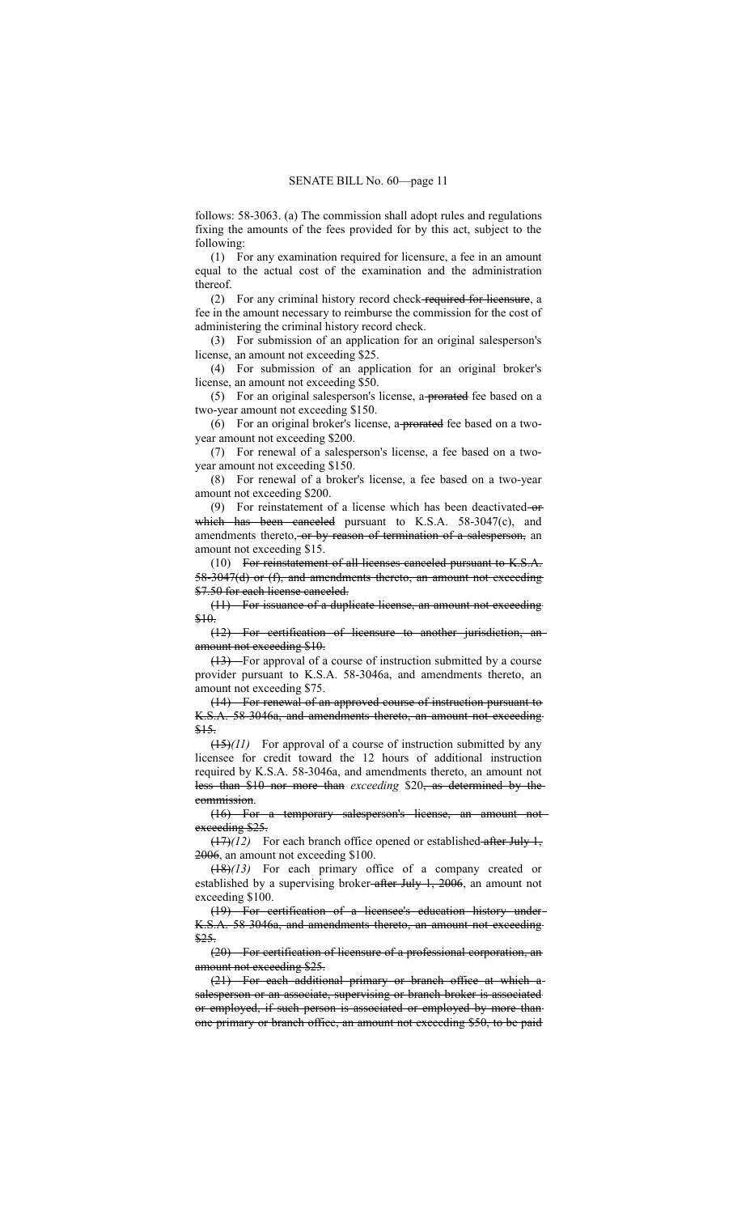follows: 58-3063. (a) The commission shall adopt rules and regulations fixing the amounts of the fees provided for by this act, subject to the following:

(1) For any examination required for licensure, a fee in an amount equal to the actual cost of the examination and the administration thereof.

(2) For any criminal history record check ~~required for licensure~~, a fee in the amount necessary to reimburse the commission for the cost of administering the criminal history record check.

(3) For submission of an application for an original salesperson's license, an amount not exceeding $25.

(4) For submission of an application for an original broker's license, an amount not exceeding $50.

(5) For an original salesperson's license, a ~~prorated~~ fee based on a two-year amount not exceeding $150.

(6) For an original broker's license, a ~~prorated~~ fee based on a two-year amount not exceeding $200.

(7) For renewal of a salesperson's license, a fee based on a two-year amount not exceeding $150.

(8) For renewal of a broker's license, a fee based on a two-year amount not exceeding $200.

(9) For reinstatement of a license which has been deactivated ~~or which has been canceled~~ pursuant to K.S.A. 58-3047(c), and amendments thereto, ~~or by reason of termination of a salesperson,~~ an amount not exceeding $15.

(10) ~~For reinstatement of all licenses canceled pursuant to K.S.A. 58-3047(d) or (f), and amendments thereto, an amount not exceeding $7.50 for each license canceled.~~

~~(11) For issuance of a duplicate license, an amount not exceeding $10.~~

~~(12) For certification of licensure to another jurisdiction, an amount not exceeding $10.~~

~~(13)~~ For approval of a course of instruction submitted by a course provider pursuant to K.S.A. 58-3046a, and amendments thereto, an amount not exceeding $75.

~~(14) For renewal of an approved course of instruction pursuant to K.S.A. 58-3046a, and amendments thereto, an amount not exceeding $15.~~

~~(15)~~*(11)* For approval of a course of instruction submitted by any licensee for credit toward the 12 hours of additional instruction required by K.S.A. 58-3046a, and amendments thereto, an amount not ~~less than $10 nor more than~~ *exceeding* $20~~, as determined by the commission~~.

~~(16) For a temporary salesperson's license, an amount not exceeding $25.~~

~~(17)~~*(12)* For each branch office opened or established ~~after July 1, 2006~~, an amount not exceeding $100.

~~(18)~~*(13)* For each primary office of a company created or established by a supervising broker ~~after July 1, 2006~~, an amount not exceeding $100.

~~(19) For certification of a licensee's education history under K.S.A. 58-3046a, and amendments thereto, an amount not exceeding $25.~~

~~(20) For certification of licensure of a professional corporation, an amount not exceeding $25.~~

~~(21) For each additional primary or branch office at which a salesperson or an associate, supervising or branch broker is associated or employed, if such person is associated or employed by more than one primary or branch office, an amount not exceeding $50, to be paid~~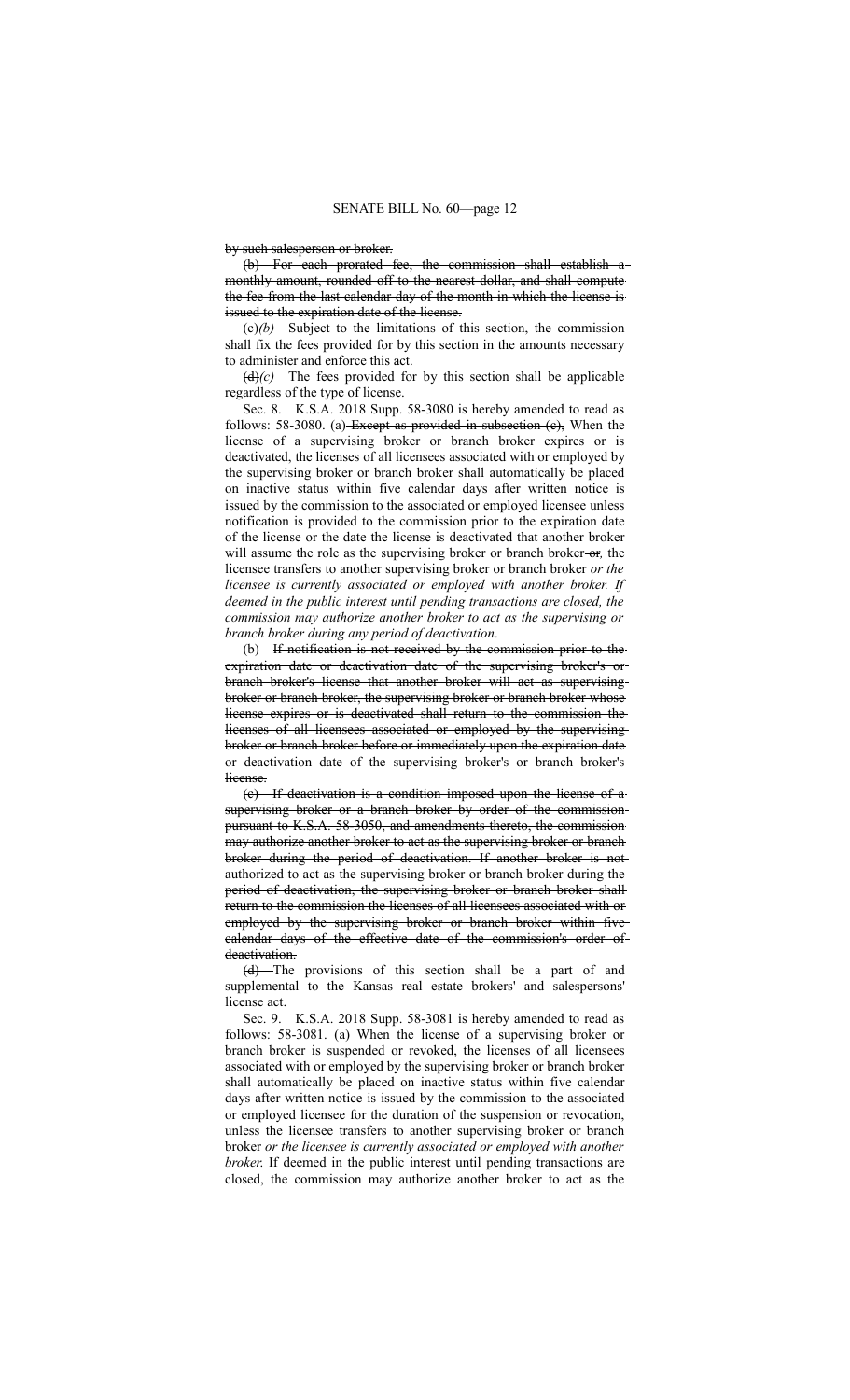~~by such salesperson or broker.~~

~~(b) For each prorated fee, the commission shall establish a monthly amount, rounded off to the nearest dollar, and shall compute the fee from the last calendar day of the month in which the license is issued to the expiration date of the license.~~

~~(c)~~*(b)* Subject to the limitations of this section, the commission shall fix the fees provided for by this section in the amounts necessary to administer and enforce this act.

~~(d)~~*(c)* The fees provided for by this section shall be applicable regardless of the type of license.

Sec. 8. K.S.A. 2018 Supp. 58-3080 is hereby amended to read as follows: 58-3080. (a) ~~Except as provided in subsection (c),~~ When the license of a supervising broker or branch broker expires or is deactivated, the licenses of all licensees associated with or employed by the supervising broker or branch broker shall automatically be placed on inactive status within five calendar days after written notice is issued by the commission to the associated or employed licensee unless notification is provided to the commission prior to the expiration date of the license or the date the license is deactivated that another broker will assume the role as the supervising broker or branch broker ~~or~~*,* the licensee transfers to another supervising broker or branch broker *or the licensee is currently associated or employed with another broker. If deemed in the public interest until pending transactions are closed, the commission may authorize another broker to act as the supervising or branch broker during any period of deactivation*.

(b) ~~If notification is not received by the commission prior to the expiration date or deactivation date of the supervising broker's or branch broker's license that another broker will act as supervising broker or branch broker, the supervising broker or branch broker whose license expires or is deactivated shall return to the commission the licenses of all licensees associated or employed by the supervising broker or branch broker before or immediately upon the expiration date or deactivation date of the supervising broker's or branch broker's license.~~

~~(c) If deactivation is a condition imposed upon the license of a supervising broker or a branch broker by order of the commission pursuant to K.S.A. 58-3050, and amendments thereto, the commission may authorize another broker to act as the supervising broker or branch broker during the period of deactivation. If another broker is not authorized to act as the supervising broker or branch broker during the period of deactivation, the supervising broker or branch broker shall return to the commission the licenses of all licensees associated with or employed by the supervising broker or branch broker within five calendar days of the effective date of the commission's order of deactivation.~~

~~(d)~~ The provisions of this section shall be a part of and supplemental to the Kansas real estate brokers' and salespersons' license act.

Sec. 9. K.S.A. 2018 Supp. 58-3081 is hereby amended to read as follows: 58-3081. (a) When the license of a supervising broker or branch broker is suspended or revoked, the licenses of all licensees associated with or employed by the supervising broker or branch broker shall automatically be placed on inactive status within five calendar days after written notice is issued by the commission to the associated or employed licensee for the duration of the suspension or revocation, unless the licensee transfers to another supervising broker or branch broker *or the licensee is currently associated or employed with another broker*. If deemed in the public interest until pending transactions are closed, the commission may authorize another broker to act as the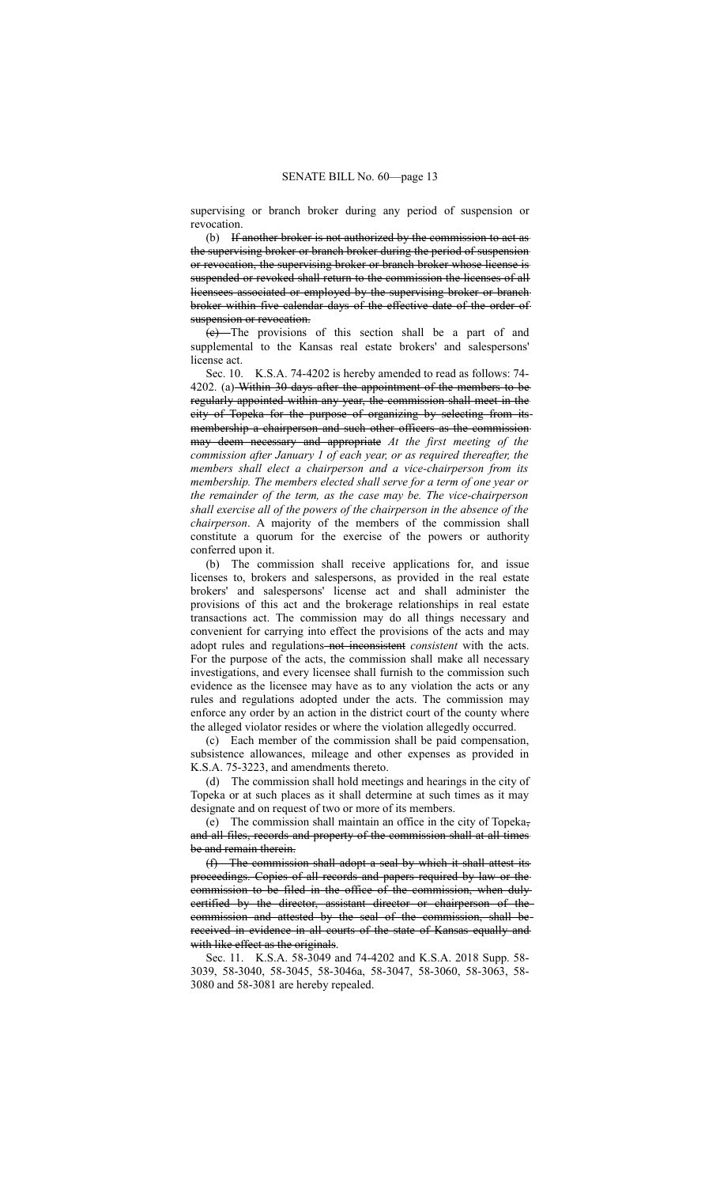supervising or branch broker during any period of suspension or revocation.

(b) ~~If another broker is not authorized by the commission to act as the supervising broker or branch broker during the period of suspension or revocation, the supervising broker or branch broker whose license is suspended or revoked shall return to the commission the licenses of all licensees associated or employed by the supervising broker or branch broker within five calendar days of the effective date of the order of suspension or revocation.~~

~~(c)~~ The provisions of this section shall be a part of and supplemental to the Kansas real estate brokers' and salespersons' license act.

Sec. 10. K.S.A. 74-4202 is hereby amended to read as follows: 74-4202. (a) ~~Within 30 days after the appointment of the members to be regularly appointed within any year, the commission shall meet in the city of Topeka for the purpose of organizing by selecting from its membership a chairperson and such other officers as the commission may deem necessary and appropriate~~ *At the first meeting of the commission after January 1 of each year, or as required thereafter, the members shall elect a chairperson and a vice-chairperson from its membership. The members elected shall serve for a term of one year or the remainder of the term, as the case may be. The vice-chairperson shall exercise all of the powers of the chairperson in the absence of the chairperson*. A majority of the members of the commission shall constitute a quorum for the exercise of the powers or authority conferred upon it.

(b) The commission shall receive applications for, and issue licenses to, brokers and salespersons, as provided in the real estate brokers' and salespersons' license act and shall administer the provisions of this act and the brokerage relationships in real estate transactions act. The commission may do all things necessary and convenient for carrying into effect the provisions of the acts and may adopt rules and regulations ~~not inconsistent~~ *consistent* with the acts. For the purpose of the acts, the commission shall make all necessary investigations, and every licensee shall furnish to the commission such evidence as the licensee may have as to any violation the acts or any rules and regulations adopted under the acts. The commission may enforce any order by an action in the district court of the county where the alleged violator resides or where the violation allegedly occurred.

(c) Each member of the commission shall be paid compensation, subsistence allowances, mileage and other expenses as provided in K.S.A. 75-3223, and amendments thereto.

(d) The commission shall hold meetings and hearings in the city of Topeka or at such places as it shall determine at such times as it may designate and on request of two or more of its members.

(e) The commission shall maintain an office in the city of Topeka~~, and all files, records and property of the commission shall at all times be and remain therein.~~

~~(f) The commission shall adopt a seal by which it shall attest its proceedings. Copies of all records and papers required by law or the commission to be filed in the office of the commission, when duly certified by the director, assistant director or chairperson of the commission and attested by the seal of the commission, shall be received in evidence in all courts of the state of Kansas equally and with like effect as the originals~~.

Sec. 11. K.S.A. 58-3049 and 74-4202 and K.S.A. 2018 Supp. 58-3039, 58-3040, 58-3045, 58-3046a, 58-3047, 58-3060, 58-3063, 58-3080 and 58-3081 are hereby repealed.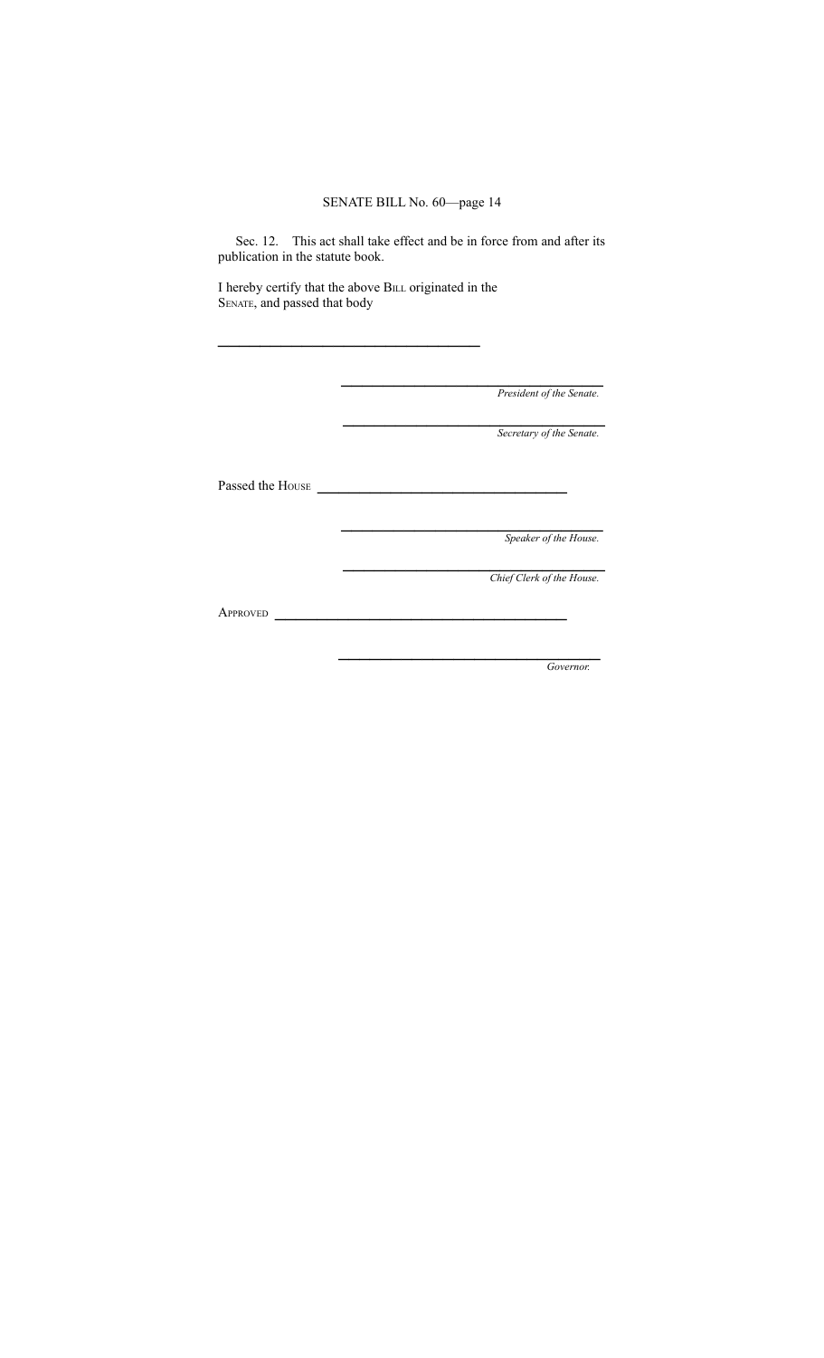Sec. 12. This act shall take effect and be in force from and after its publication in the statute book.

I hereby certify that the above BILL originated in the SENATE, and passed that body

\_\_\_\_\_\_\_\_\_\_\_\_\_\_\_\_\_\_\_\_\_\_\_\_\_\_\_\_\_\_\_\_\_\_\_\_\_

\_\_\_\_\_\_\_\_\_\_\_\_\_\_\_\_\_\_\_\_\_\_\_\_\_\_\_\_\_\_\_\_\_\_\_\_\_
*President of the Senate.*

\_\_\_\_\_\_\_\_\_\_\_\_\_\_\_\_\_\_\_\_\_\_\_\_\_\_\_\_\_\_\_\_\_\_\_\_\_
*Secretary of the Senate.*

Passed the HOUSE \_\_\_\_\_\_\_\_\_\_\_\_\_\_\_\_\_\_\_\_\_\_\_\_\_\_\_\_\_\_\_\_\_\_\_\_\_

\_\_\_\_\_\_\_\_\_\_\_\_\_\_\_\_\_\_\_\_\_\_\_\_\_\_\_\_\_\_\_\_\_\_\_\_\_
*Speaker of the House.*

\_\_\_\_\_\_\_\_\_\_\_\_\_\_\_\_\_\_\_\_\_\_\_\_\_\_\_\_\_\_\_\_\_\_\_\_\_
*Chief Clerk of the House.*

APPROVED \_\_\_\_\_\_\_\_\_\_\_\_\_\_\_\_\_\_\_\_\_\_\_\_\_\_\_\_\_\_\_\_\_\_\_\_\_

\_\_\_\_\_\_\_\_\_\_\_\_\_\_\_\_\_\_\_\_\_\_\_\_\_\_\_\_\_\_\_\_\_\_\_\_\_
*Governor.*